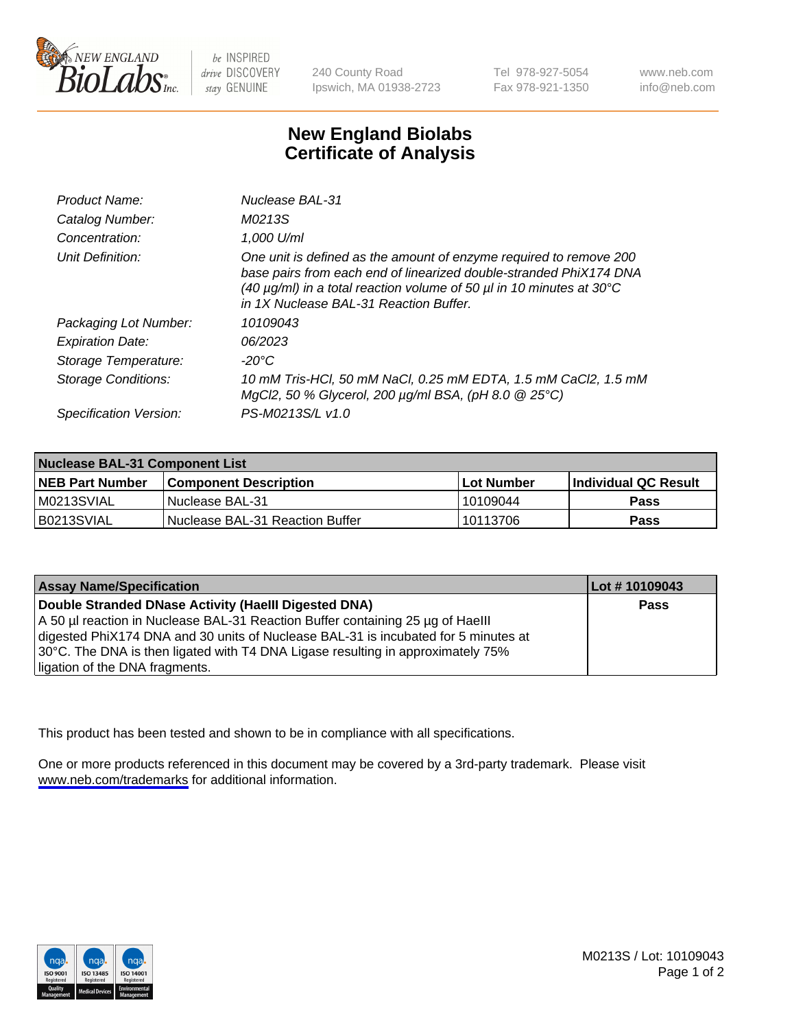New England Biolabs — be INSPIRED drive DISCOVERY stay GENUINE

240 County Road
Ipswich, MA 01938-2723

Tel 978-927-5054
Fax 978-921-1350

www.neb.com
info@neb.com

# New England Biolabs
# Certificate of Analysis

| | |
|---|---|
| *Product Name:* | *Nuclease BAL-31* |
| *Catalog Number:* | *M0213S* |
| *Concentration:* | *1,000 U/ml* |
| *Unit Definition:* | *One unit is defined as the amount of enzyme required to remove 200 base pairs from each end of linearized double-stranded PhiX174 DNA (40 µg/ml) in a total reaction volume of 50 µl in 10 minutes at 30°C in 1X Nuclease BAL-31 Reaction Buffer.* |
| *Packaging Lot Number:* | *10109043* |
| *Expiration Date:* | *06/2023* |
| *Storage Temperature:* | *-20°C* |
| *Storage Conditions:* | *10 mM Tris-HCl, 50 mM NaCl, 0.25 mM EDTA, 1.5 mM $CaCl_2$, 1.5 mM $MgCl_2$, 50 % Glycerol, 200 µg/ml BSA, (pH 8.0 @ 25°C)* |
| *Specification Version:* | *PS-M0213S/L v1.0* |

| Nuclease BAL-31 Component List | | | |
|---|---|---|---|
| **NEB Part Number** | **Component Description** | **Lot Number** | **Individual QC Result** |
| M0213SVIAL | Nuclease BAL-31 | 10109044 | **Pass** |
| B0213SVIAL | Nuclease BAL-31 Reaction Buffer | 10113706 | **Pass** |

| Assay Name/Specification | Lot # 10109043 |
|---|---|
| **Double Stranded DNase Activity (HaeIII Digested DNA)** A 50 µl reaction in Nuclease BAL-31 Reaction Buffer containing 25 µg of HaeIII digested PhiX174 DNA and 30 units of Nuclease BAL-31 is incubated for 5 minutes at 30°C. The DNA is then ligated with T4 DNA Ligase resulting in approximately 75% ligation of the DNA fragments. | **Pass** |

This product has been tested and shown to be in compliance with all specifications.

One or more products referenced in this document may be covered by a 3rd-party trademark. Please visit www.neb.com/trademarks for additional information.

M0213S / Lot: 10109043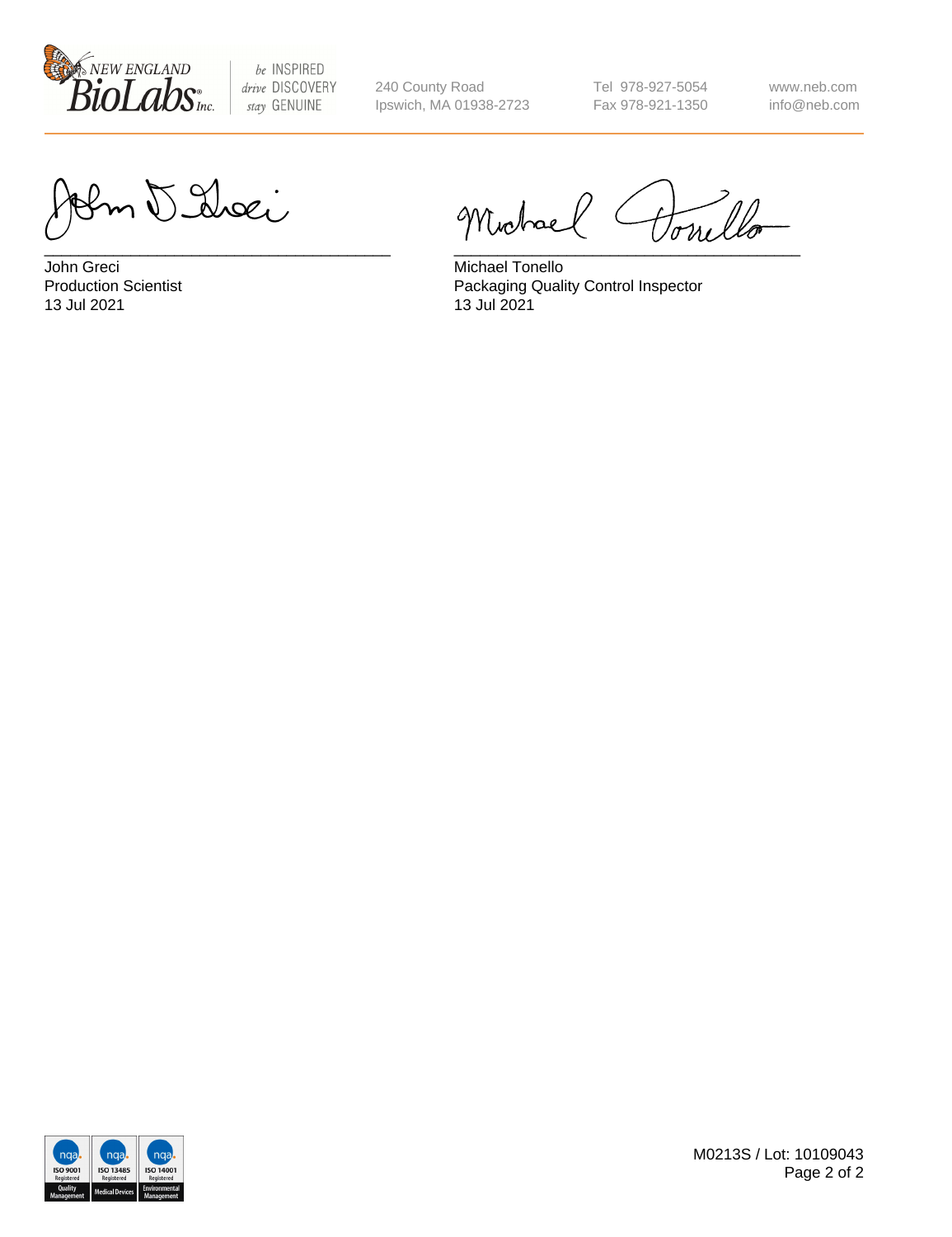| | |
|---|---|
| John Greci | Michael Tonello |
| Production Scientist | Packaging Quality Control Inspector |
| 13 Jul 2021 | 13 Jul 2021 |

M0213S / Lot: 10109043